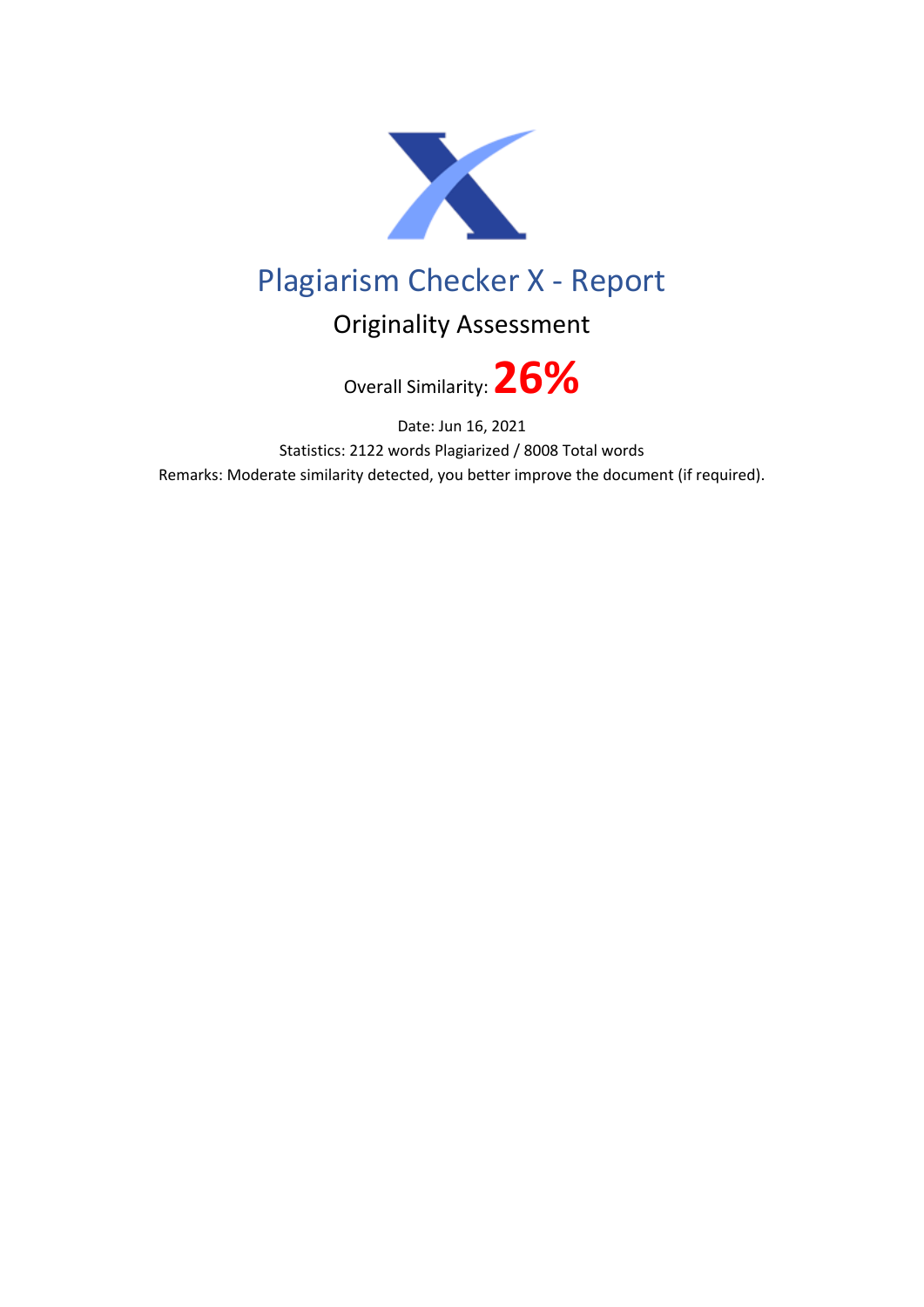# Plagiarism Checker X - Report

## Originality Assessment

Overall Similarity: **26%**

Date: Jun 16, 2021

Statistics: 2122 words Plagiarized / 8008 Total words

Remarks: Moderate similarity detected, you better improve the document (if required).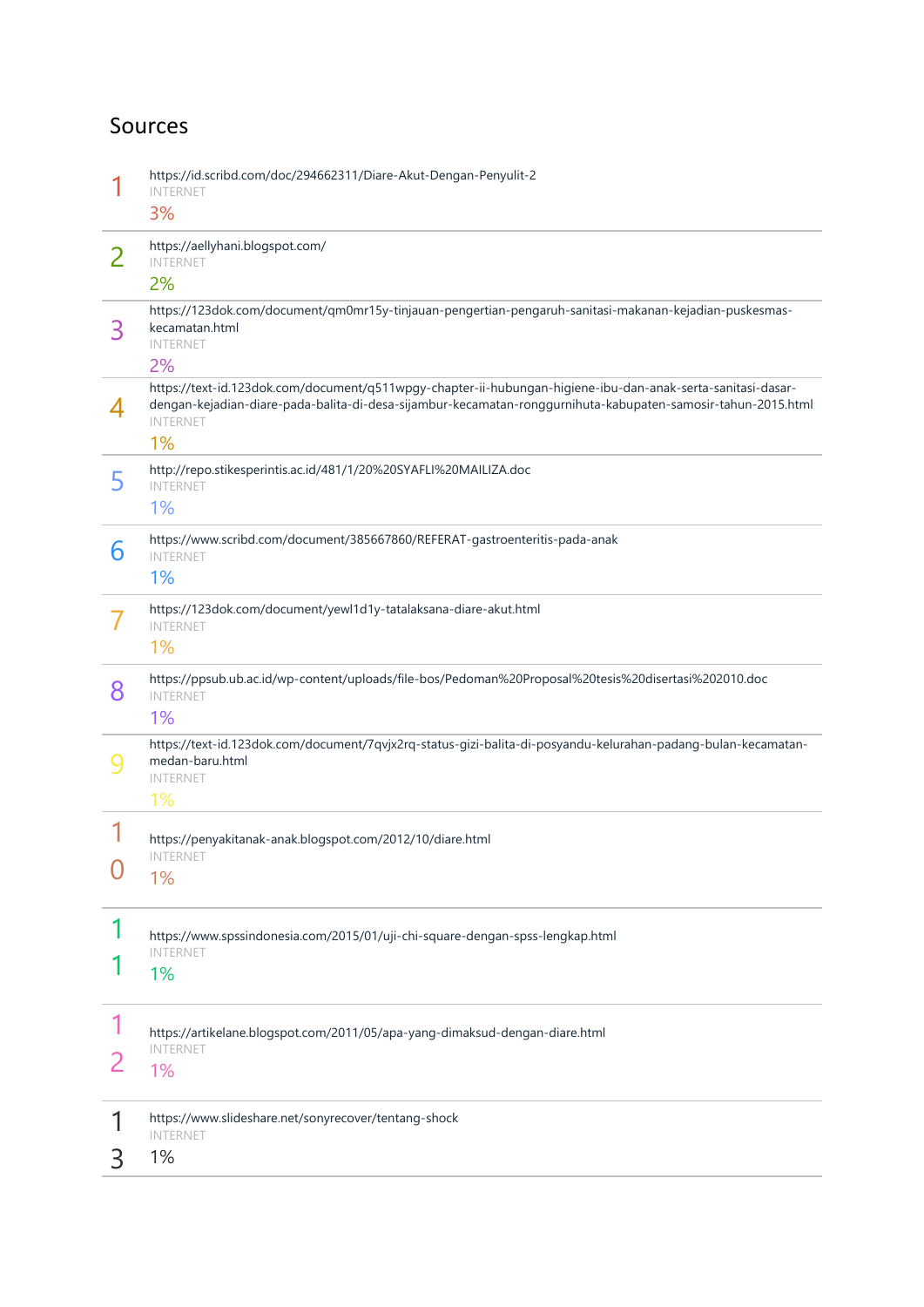## Sources

1. https://id.scribd.com/doc/294662311/Diare-Akut-Dengan-Penyulit-2
   INTERNET
   3%

2. https://aellyhani.blogspot.com/
   INTERNET
   2%

3. https://123dok.com/document/qm0mr15y-tinjauan-pengertian-pengaruh-sanitasi-makanan-kejadian-puskesmas-kecamatan.html
   INTERNET
   2%

4. https://text-id.123dok.com/document/q511wpgy-chapter-ii-hubungan-higiene-ibu-dan-anak-serta-sanitasi-dasar-dengan-kejadian-diare-pada-balita-di-desa-sijambur-kecamatan-ronggurnihuta-kabupaten-samosir-tahun-2015.html
   INTERNET
   1%

5. http://repo.stikesperintis.ac.id/481/1/20%20SYAFLI%20MAILIZA.doc
   INTERNET
   1%

6. https://www.scribd.com/document/385667860/REFERAT-gastroenteritis-pada-anak
   INTERNET
   1%

7. https://123dok.com/document/yewl1d1y-tatalaksana-diare-akut.html
   INTERNET
   1%

8. https://ppsub.ub.ac.id/wp-content/uploads/file-bos/Pedoman%20Proposal%20tesis%20disertasi%202010.doc
   INTERNET
   1%

9. https://text-id.123dok.com/document/7qvjx2rq-status-gizi-balita-di-posyandu-kelurahan-padang-bulan-kecamatan-medan-baru.html
   INTERNET
   1%

10. https://penyakitanak-anak.blogspot.com/2012/10/diare.html
    INTERNET
    1%

11. https://www.spssindonesia.com/2015/01/uji-chi-square-dengan-spss-lengkap.html
    INTERNET
    1%

12. https://artikelane.blogspot.com/2011/05/apa-yang-dimaksud-dengan-diare.html
    INTERNET
    1%

13. https://www.slideshare.net/sonyrecover/tentang-shock
    INTERNET
    1%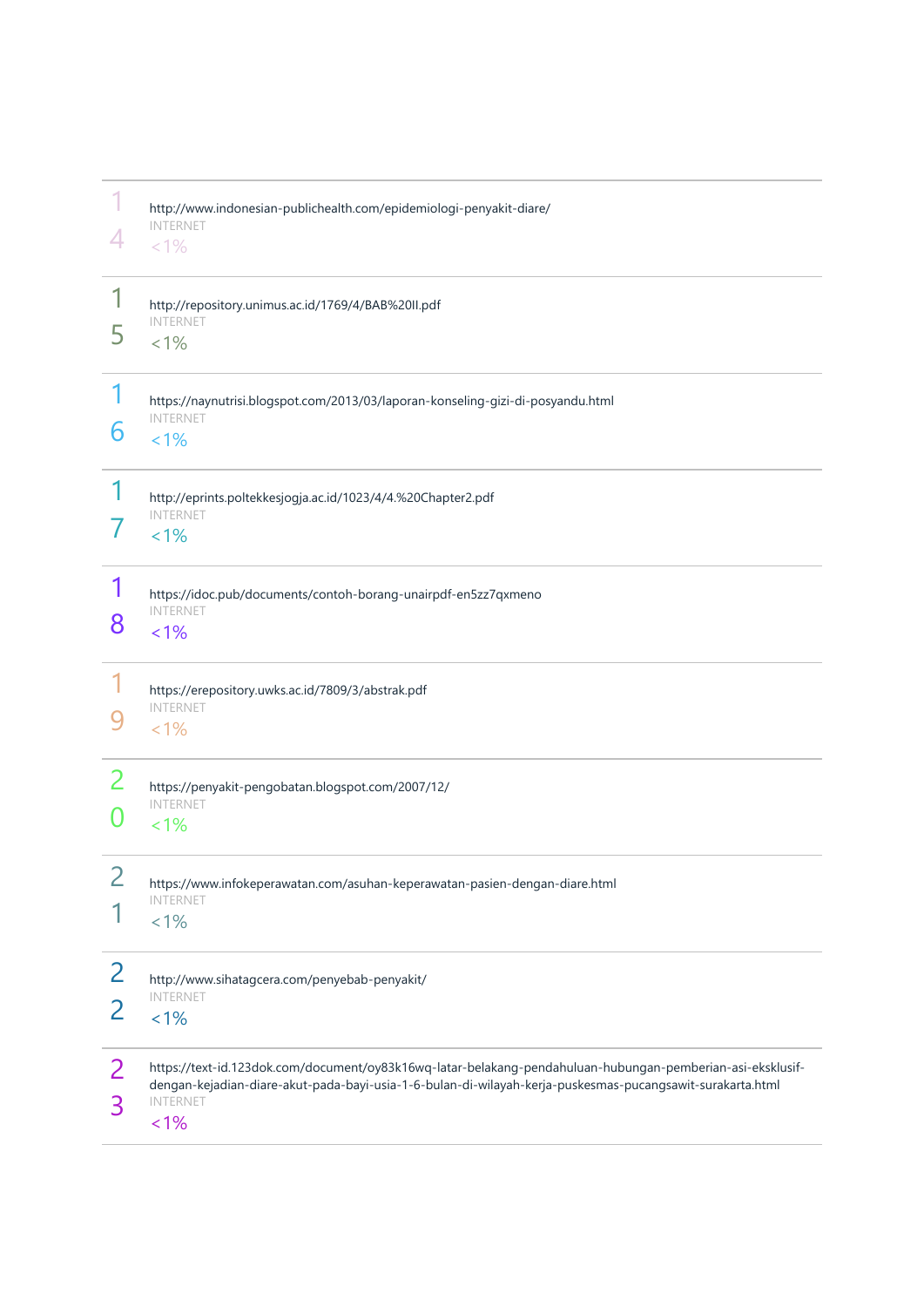| No | Source |
| --- | --- |
| 14 | http://www.indonesian-publichealth.com/epidemiologi-penyakit-diare/<br>INTERNET<br><1% |
| 15 | http://repository.unimus.ac.id/1769/4/BAB%20II.pdf<br>INTERNET<br><1% |
| 16 | https://naynutrisi.blogspot.com/2013/03/laporan-konseling-gizi-di-posyandu.html<br>INTERNET<br><1% |
| 17 | http://eprints.poltekkesjogja.ac.id/1023/4/4.%20Chapter2.pdf<br>INTERNET<br><1% |
| 18 | https://idoc.pub/documents/contoh-borang-unairpdf-en5zz7qxmeno<br>INTERNET<br><1% |
| 19 | https://erepository.uwks.ac.id/7809/3/abstrak.pdf<br>INTERNET<br><1% |
| 20 | https://penyakit-pengobatan.blogspot.com/2007/12/<br>INTERNET<br><1% |
| 21 | https://www.infokeperawatan.com/asuhan-keperawatan-pasien-dengan-diare.html<br>INTERNET<br><1% |
| 22 | http://www.sihatagcera.com/penyebab-penyakit/<br>INTERNET<br><1% |
| 23 | https://text-id.123dok.com/document/oy83k16wq-latar-belakang-pendahuluan-hubungan-pemberian-asi-eksklusif-dengan-kejadian-diare-akut-pada-bayi-usia-1-6-bulan-di-wilayah-kerja-puskesmas-pucangsawit-surakarta.html<br>INTERNET<br><1% |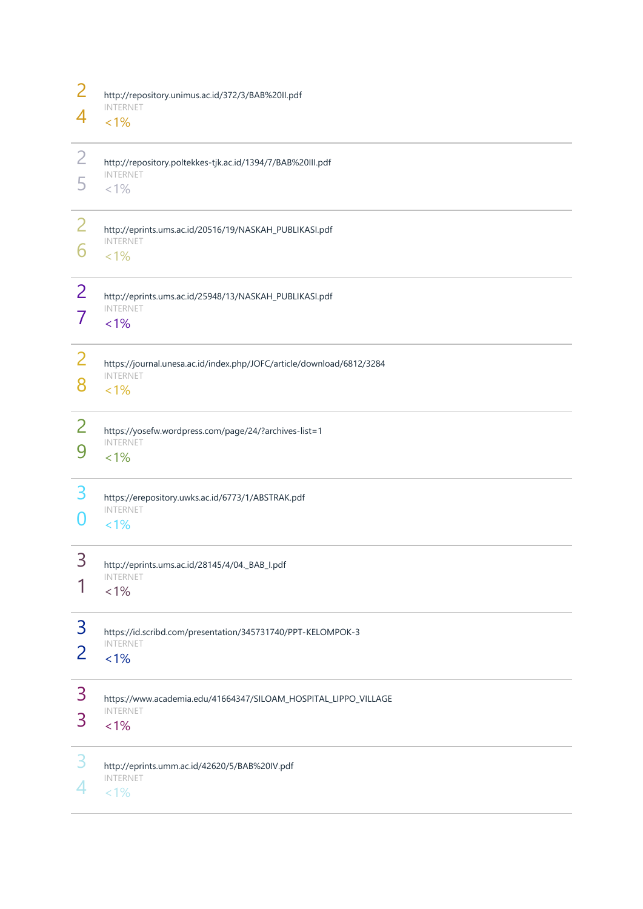| No. | Source | Type | Similarity |
|---|---|---|---|
| 24 | http://repository.unimus.ac.id/372/3/BAB%20II.pdf | INTERNET | <1% |
| 25 | http://repository.poltekkes-tjk.ac.id/1394/7/BAB%20III.pdf | INTERNET | <1% |
| 26 | http://eprints.ums.ac.id/20516/19/NASKAH_PUBLIKASI.pdf | INTERNET | <1% |
| 27 | http://eprints.ums.ac.id/25948/13/NASKAH_PUBLIKASI.pdf | INTERNET | <1% |
| 28 | https://journal.unesa.ac.id/index.php/JOFC/article/download/6812/3284 | INTERNET | <1% |
| 29 | https://yosefw.wordpress.com/page/24/?archives-list=1 | INTERNET | <1% |
| 30 | https://erepository.uwks.ac.id/6773/1/ABSTRAK.pdf | INTERNET | <1% |
| 31 | http://eprints.ums.ac.id/28145/4/04._BAB_I.pdf | INTERNET | <1% |
| 32 | https://id.scribd.com/presentation/345731740/PPT-KELOMPOK-3 | INTERNET | <1% |
| 33 | https://www.academia.edu/41664347/SILOAM_HOSPITAL_LIPPO_VILLAGE | INTERNET | <1% |
| 34 | http://eprints.umm.ac.id/42620/5/BAB%20IV.pdf | INTERNET | <1% |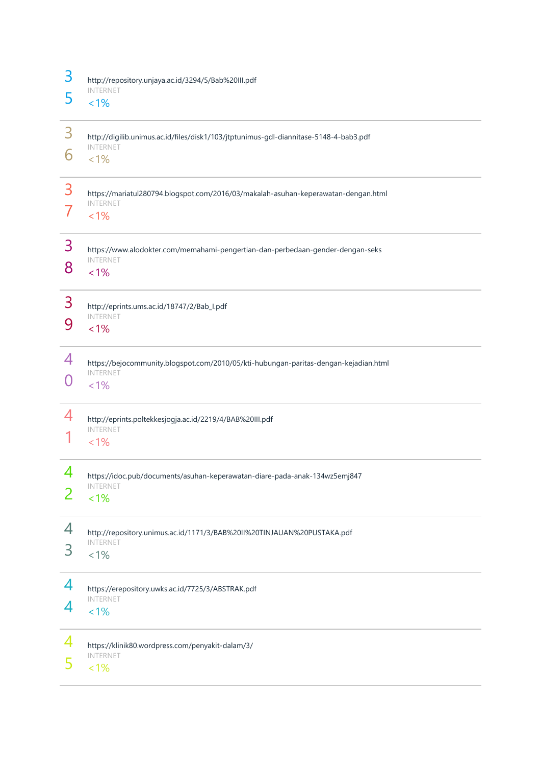35 http://repository.unjaya.ac.id/3294/5/Bab%20III.pdf
INTERNET
<1%

36 http://digilib.unimus.ac.id/files/disk1/103/jtptunimus-gdl-diannitase-5148-4-bab3.pdf
INTERNET
<1%

37 https://mariatul280794.blogspot.com/2016/03/makalah-asuhan-keperawatan-dengan.html
INTERNET
<1%

38 https://www.alodokter.com/memahami-pengertian-dan-perbedaan-gender-dengan-seks
INTERNET
<1%

39 http://eprints.ums.ac.id/18747/2/Bab_I.pdf
INTERNET
<1%

40 https://bejocommunity.blogspot.com/2010/05/kti-hubungan-paritas-dengan-kejadian.html
INTERNET
<1%

41 http://eprints.poltekkesjogja.ac.id/2219/4/BAB%20III.pdf
INTERNET
<1%

42 https://idoc.pub/documents/asuhan-keperawatan-diare-pada-anak-134wz5emj847
INTERNET
<1%

43 http://repository.unimus.ac.id/1171/3/BAB%20II%20TINJAUAN%20PUSTAKA.pdf
INTERNET
<1%

44 https://erepository.uwks.ac.id/7725/3/ABSTRAK.pdf
INTERNET
<1%

45 https://klinik80.wordpress.com/penyakit-dalam/3/
INTERNET
<1%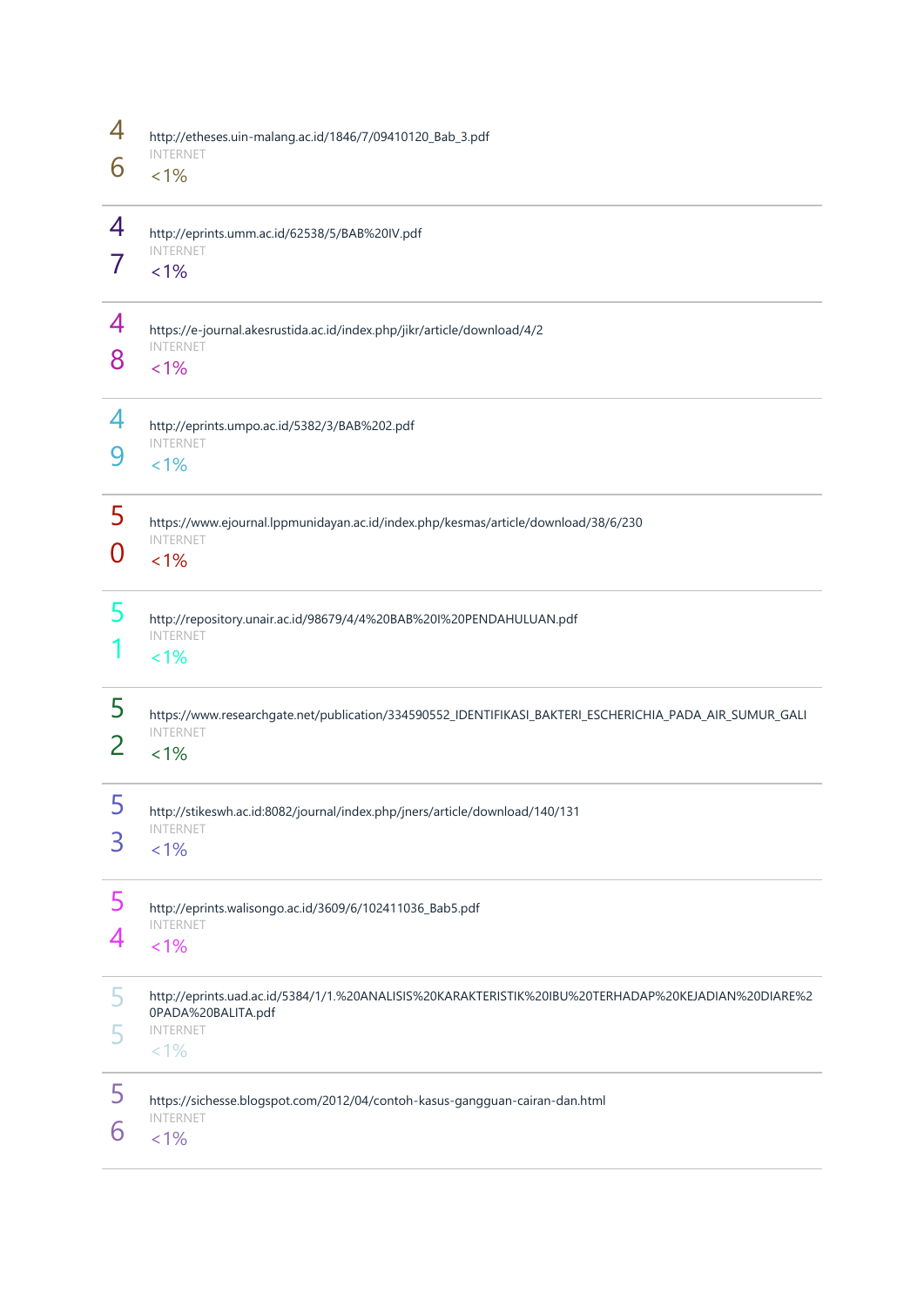46
http://etheses.uin-malang.ac.id/1846/7/09410120_Bab_3.pdf
INTERNET
<1%

47
http://eprints.umm.ac.id/62538/5/BAB%20IV.pdf
INTERNET
<1%

48
https://e-journal.akesrustida.ac.id/index.php/jikr/article/download/4/2
INTERNET
<1%

49
http://eprints.umpo.ac.id/5382/3/BAB%202.pdf
INTERNET
<1%

50
https://www.ejournal.lppmunidayan.ac.id/index.php/kesmas/article/download/38/6/230
INTERNET
<1%

51
http://repository.unair.ac.id/98679/4/4%20BAB%20I%20PENDAHULUAN.pdf
INTERNET
<1%

52
https://www.researchgate.net/publication/334590552_IDENTIFIKASI_BAKTERI_ESCHERICHIA_PADA_AIR_SUMUR_GALI
INTERNET
<1%

53
http://stikeswh.ac.id:8082/journal/index.php/jners/article/download/140/131
INTERNET
<1%

54
http://eprints.walisongo.ac.id/3609/6/102411036_Bab5.pdf
INTERNET
<1%

55
http://eprints.uad.ac.id/5384/1/1.%20ANALISIS%20KARAKTERISTIK%20IBU%20TERHADAP%20KEJADIAN%20DIARE%20PADA%20BALITA.pdf
INTERNET
<1%

56
https://sichesse.blogspot.com/2012/04/contoh-kasus-gangguan-cairan-dan.html
INTERNET
<1%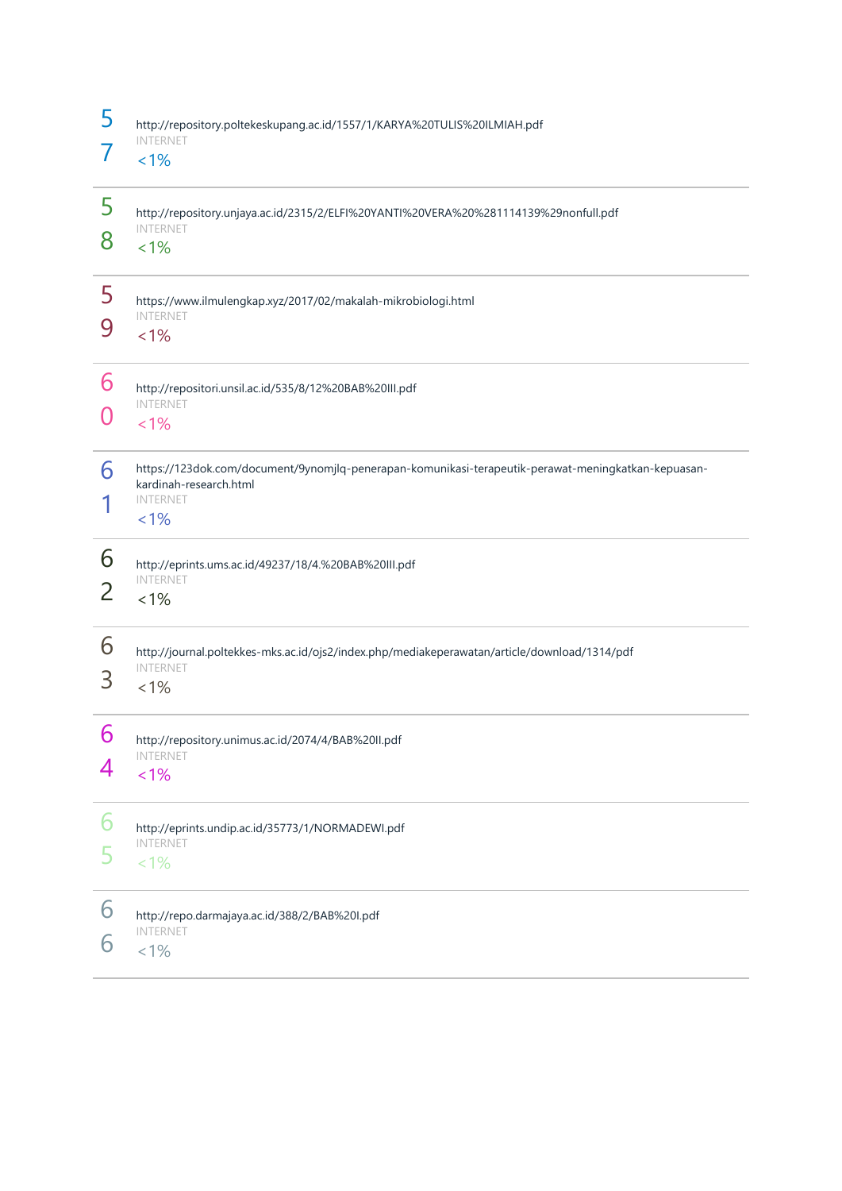57 http://repository.poltekeskupang.ac.id/1557/1/KARYA%20TULIS%20ILMIAH.pdf
INTERNET
<1%

---

58 http://repository.unjaya.ac.id/2315/2/ELFI%20YANTI%20VERA%20%281114139%29nonfull.pdf
INTERNET
<1%

---

59 https://www.ilmulengkap.xyz/2017/02/makalah-mikrobiologi.html
INTERNET
<1%

---

60 http://repositori.unsil.ac.id/535/8/12%20BAB%20III.pdf
INTERNET
<1%

---

61 https://123dok.com/document/9ynomjlq-penerapan-komunikasi-terapeutik-perawat-meningkatkan-kepuasan-kardinah-research.html
INTERNET
<1%

---

62 http://eprints.ums.ac.id/49237/18/4.%20BAB%20III.pdf
INTERNET
<1%

---

63 http://journal.poltekkes-mks.ac.id/ojs2/index.php/mediakeperawatan/article/download/1314/pdf
INTERNET
<1%

---

64 http://repository.unimus.ac.id/2074/4/BAB%20II.pdf
INTERNET
<1%

---

65 http://eprints.undip.ac.id/35773/1/NORMADEWI.pdf
INTERNET
<1%

---

66 http://repo.darmajaya.ac.id/388/2/BAB%20I.pdf
INTERNET
<1%